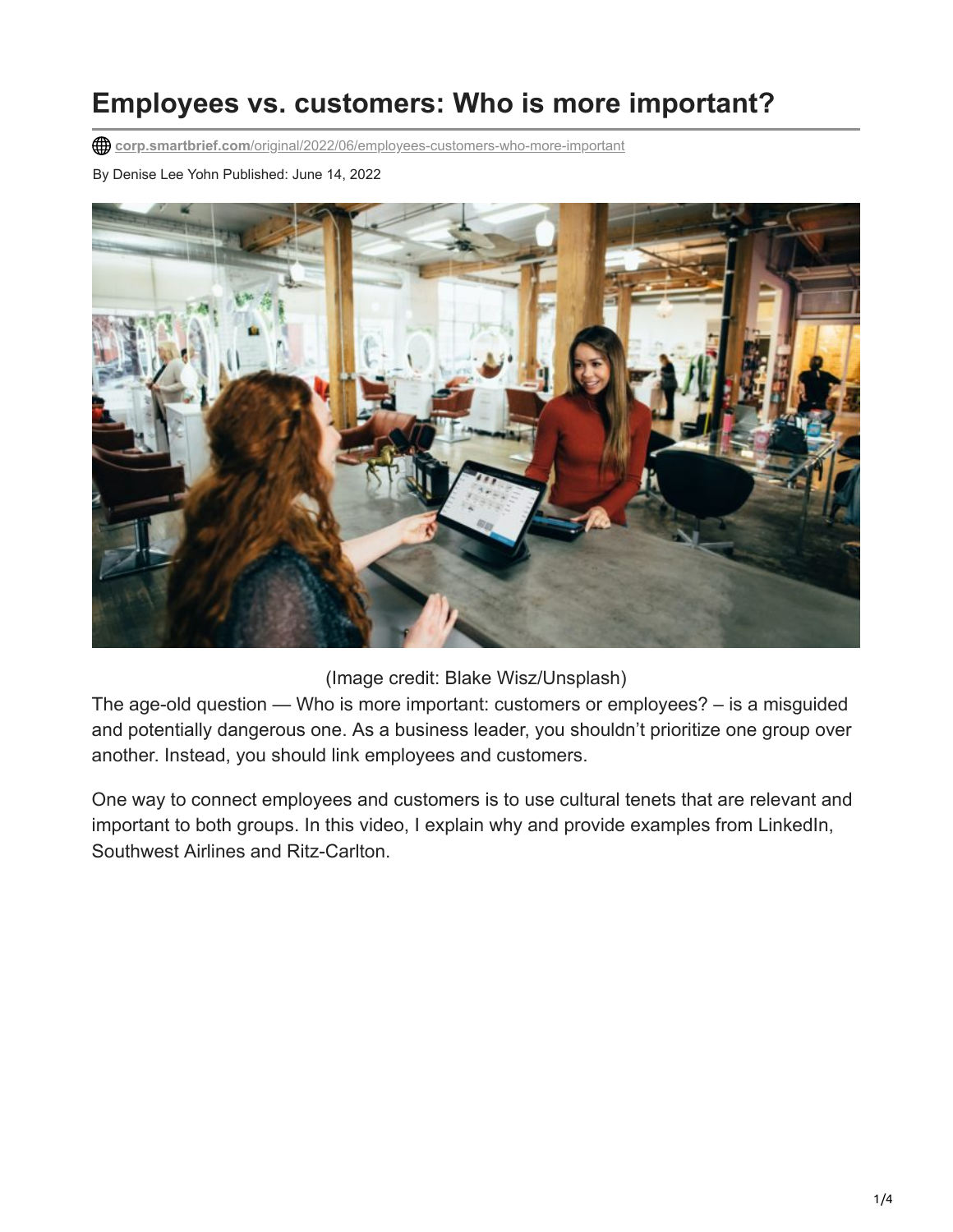# Employees vs. customers: Who is more important?

corp.smartbrief.com/original/2022/06/employees-customers-who-more-important

By Denise Lee Yohn Published: June 14, 2022

(Image credit: Blake Wisz/Unsplash)

The age-old question — Who is more important: customers or employees? – is a misguided and potentially dangerous one. As a business leader, you shouldn't prioritize one group over another. Instead, you should link employees and customers.

One way to connect employees and customers is to use cultural tenets that are relevant and important to both groups. In this video, I explain why and provide examples from LinkedIn, Southwest Airlines and Ritz-Carlton.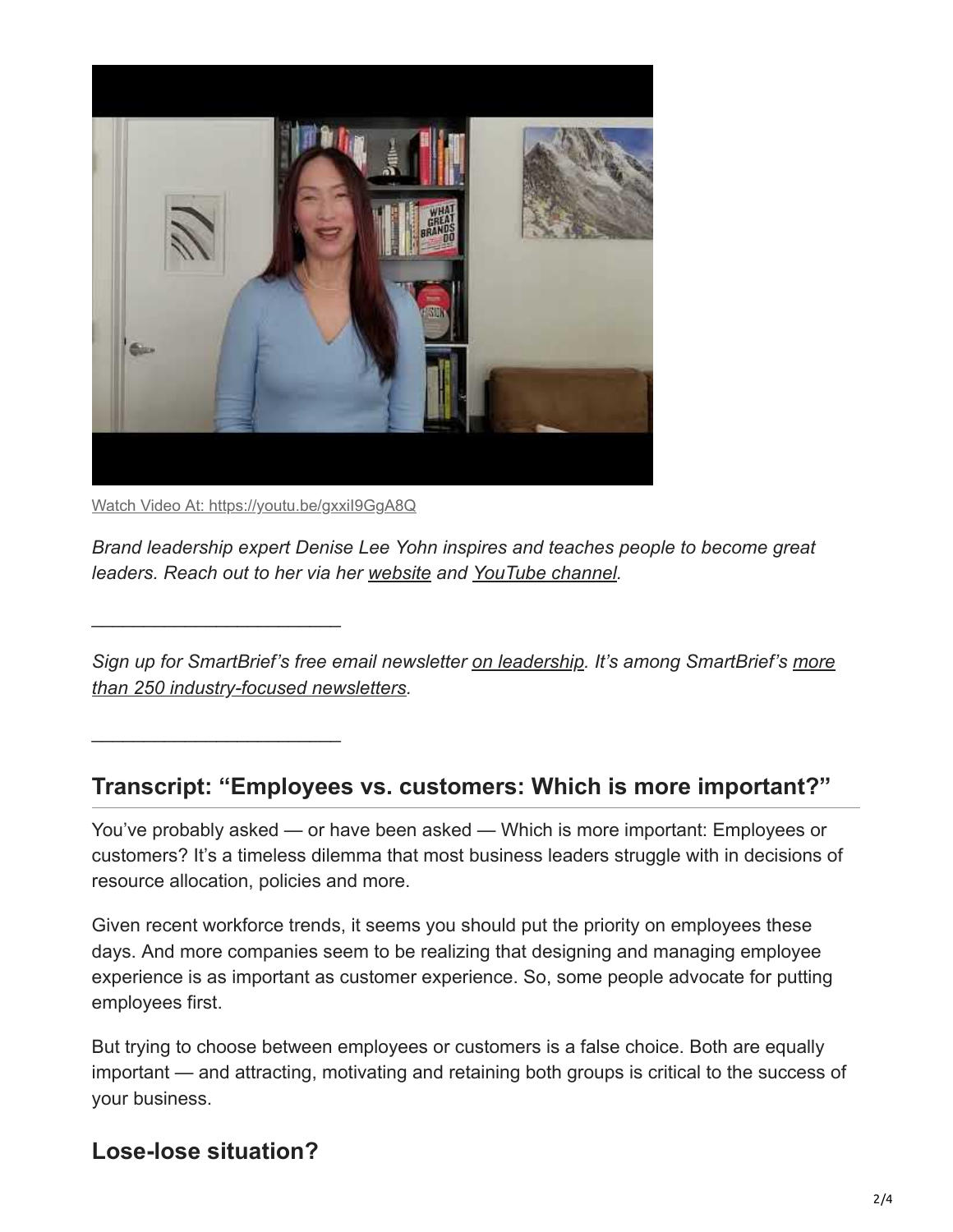Watch Video At: https://youtu.be/gxxiI9GgA8Q

*Brand leadership expert Denise Lee Yohn inspires and teaches people to become great leaders. Reach out to her via her website and YouTube channel.*

---

*Sign up for SmartBrief's free email newsletter on leadership. It's among SmartBrief's more than 250 industry-focused newsletters.*

---

## Transcript: "Employees vs. customers: Which is more important?"

You've probably asked — or have been asked — Which is more important: Employees or customers? It's a timeless dilemma that most business leaders struggle with in decisions of resource allocation, policies and more.

Given recent workforce trends, it seems you should put the priority on employees these days. And more companies seem to be realizing that designing and managing employee experience is as important as customer experience. So, some people advocate for putting employees first.

But trying to choose between employees or customers is a false choice. Both are equally important — and attracting, motivating and retaining both groups is critical to the success of your business.

## Lose-lose situation?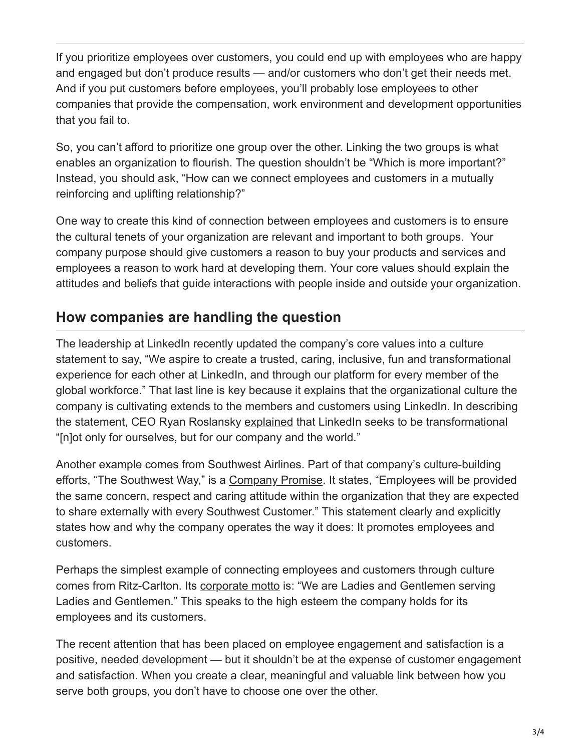If you prioritize employees over customers, you could end up with employees who are happy and engaged but don't produce results — and/or customers who don't get their needs met. And if you put customers before employees, you'll probably lose employees to other companies that provide the compensation, work environment and development opportunities that you fail to.

So, you can't afford to prioritize one group over the other. Linking the two groups is what enables an organization to flourish. The question shouldn't be "Which is more important?" Instead, you should ask, "How can we connect employees and customers in a mutually reinforcing and uplifting relationship?"

One way to create this kind of connection between employees and customers is to ensure the cultural tenets of your organization are relevant and important to both groups. Your company purpose should give customers a reason to buy your products and services and employees a reason to work hard at developing them. Your core values should explain the attitudes and beliefs that guide interactions with people inside and outside your organization.

## How companies are handling the question

The leadership at LinkedIn recently updated the company's core values into a culture statement to say, "We aspire to create a trusted, caring, inclusive, fun and transformational experience for each other at LinkedIn, and through our platform for every member of the global workforce." That last line is key because it explains that the organizational culture the company is cultivating extends to the members and customers using LinkedIn. In describing the statement, CEO Ryan Roslansky explained that LinkedIn seeks to be transformational "[n]ot only for ourselves, but for our company and the world."

Another example comes from Southwest Airlines. Part of that company's culture-building efforts, "The Southwest Way," is a Company Promise. It states, "Employees will be provided the same concern, respect and caring attitude within the organization that they are expected to share externally with every Southwest Customer." This statement clearly and explicitly states how and why the company operates the way it does: It promotes employees and customers.

Perhaps the simplest example of connecting employees and customers through culture comes from Ritz-Carlton. Its corporate motto is: "We are Ladies and Gentlemen serving Ladies and Gentlemen." This speaks to the high esteem the company holds for its employees and its customers.

The recent attention that has been placed on employee engagement and satisfaction is a positive, needed development — but it shouldn't be at the expense of customer engagement and satisfaction. When you create a clear, meaningful and valuable link between how you serve both groups, you don't have to choose one over the other.